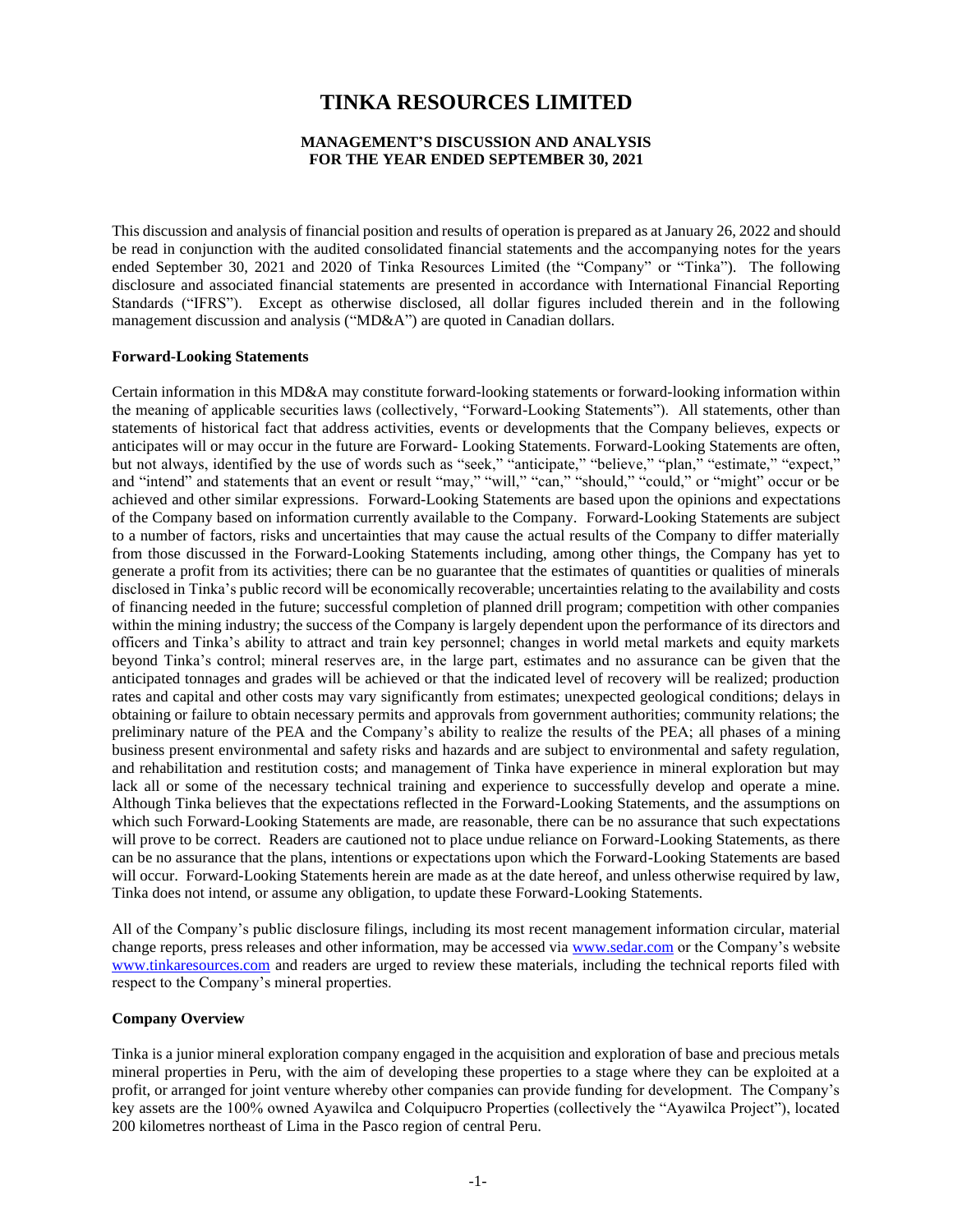# TINKA RESOURCES LIMITED

**MANAGEMENT'S DISCUSSION AND ANALYSIS**
**FOR THE YEAR ENDED SEPTEMBER 30, 2021**

This discussion and analysis of financial position and results of operation is prepared as at January 26, 2022 and should be read in conjunction with the audited consolidated financial statements and the accompanying notes for the years ended September 30, 2021 and 2020 of Tinka Resources Limited (the "Company" or "Tinka"). The following disclosure and associated financial statements are presented in accordance with International Financial Reporting Standards ("IFRS"). Except as otherwise disclosed, all dollar figures included therein and in the following management discussion and analysis ("MD&A") are quoted in Canadian dollars.

**Forward-Looking Statements**

Certain information in this MD&A may constitute forward-looking statements or forward-looking information within the meaning of applicable securities laws (collectively, "Forward-Looking Statements"). All statements, other than statements of historical fact that address activities, events or developments that the Company believes, expects or anticipates will or may occur in the future are Forward- Looking Statements. Forward-Looking Statements are often, but not always, identified by the use of words such as "seek," "anticipate," "believe," "plan," "estimate," "expect," and "intend" and statements that an event or result "may," "will," "can," "should," "could," or "might" occur or be achieved and other similar expressions. Forward-Looking Statements are based upon the opinions and expectations of the Company based on information currently available to the Company. Forward-Looking Statements are subject to a number of factors, risks and uncertainties that may cause the actual results of the Company to differ materially from those discussed in the Forward-Looking Statements including, among other things, the Company has yet to generate a profit from its activities; there can be no guarantee that the estimates of quantities or qualities of minerals disclosed in Tinka's public record will be economically recoverable; uncertainties relating to the availability and costs of financing needed in the future; successful completion of planned drill program; competition with other companies within the mining industry; the success of the Company is largely dependent upon the performance of its directors and officers and Tinka's ability to attract and train key personnel; changes in world metal markets and equity markets beyond Tinka's control; mineral reserves are, in the large part, estimates and no assurance can be given that the anticipated tonnages and grades will be achieved or that the indicated level of recovery will be realized; production rates and capital and other costs may vary significantly from estimates; unexpected geological conditions; delays in obtaining or failure to obtain necessary permits and approvals from government authorities; community relations; the preliminary nature of the PEA and the Company's ability to realize the results of the PEA; all phases of a mining business present environmental and safety risks and hazards and are subject to environmental and safety regulation, and rehabilitation and restitution costs; and management of Tinka have experience in mineral exploration but may lack all or some of the necessary technical training and experience to successfully develop and operate a mine. Although Tinka believes that the expectations reflected in the Forward-Looking Statements, and the assumptions on which such Forward-Looking Statements are made, are reasonable, there can be no assurance that such expectations will prove to be correct. Readers are cautioned not to place undue reliance on Forward-Looking Statements, as there can be no assurance that the plans, intentions or expectations upon which the Forward-Looking Statements are based will occur. Forward-Looking Statements herein are made as at the date hereof, and unless otherwise required by law, Tinka does not intend, or assume any obligation, to update these Forward-Looking Statements.

All of the Company's public disclosure filings, including its most recent management information circular, material change reports, press releases and other information, may be accessed via www.sedar.com or the Company's website www.tinkaresources.com and readers are urged to review these materials, including the technical reports filed with respect to the Company's mineral properties.

**Company Overview**

Tinka is a junior mineral exploration company engaged in the acquisition and exploration of base and precious metals mineral properties in Peru, with the aim of developing these properties to a stage where they can be exploited at a profit, or arranged for joint venture whereby other companies can provide funding for development. The Company's key assets are the 100% owned Ayawilca and Colquipucro Properties (collectively the "Ayawilca Project"), located 200 kilometres northeast of Lima in the Pasco region of central Peru.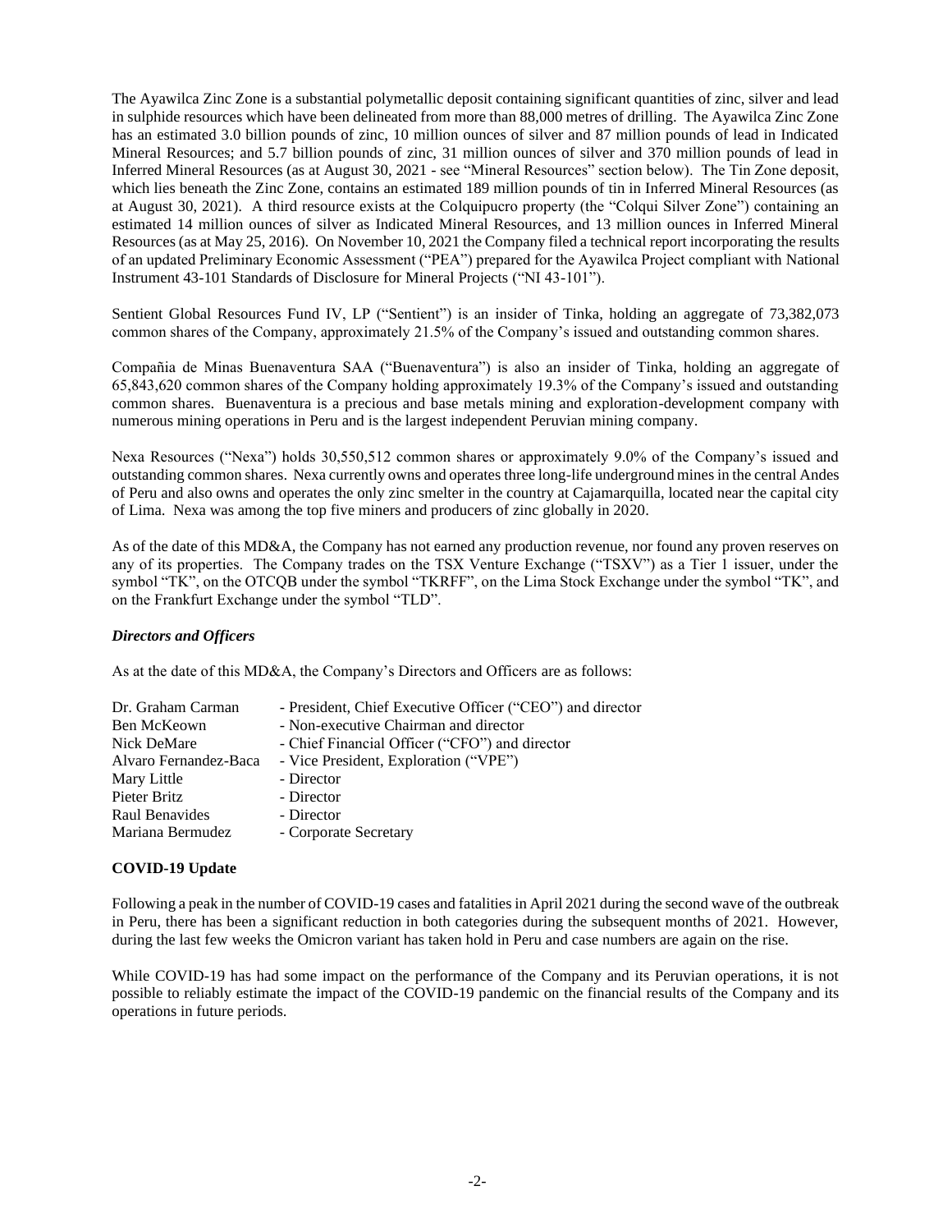The Ayawilca Zinc Zone is a substantial polymetallic deposit containing significant quantities of zinc, silver and lead in sulphide resources which have been delineated from more than 88,000 metres of drilling. The Ayawilca Zinc Zone has an estimated 3.0 billion pounds of zinc, 10 million ounces of silver and 87 million pounds of lead in Indicated Mineral Resources; and 5.7 billion pounds of zinc, 31 million ounces of silver and 370 million pounds of lead in Inferred Mineral Resources (as at August 30, 2021 - see "Mineral Resources" section below). The Tin Zone deposit, which lies beneath the Zinc Zone, contains an estimated 189 million pounds of tin in Inferred Mineral Resources (as at August 30, 2021). A third resource exists at the Colquipucro property (the "Colqui Silver Zone") containing an estimated 14 million ounces of silver as Indicated Mineral Resources, and 13 million ounces in Inferred Mineral Resources (as at May 25, 2016). On November 10, 2021 the Company filed a technical report incorporating the results of an updated Preliminary Economic Assessment ("PEA") prepared for the Ayawilca Project compliant with National Instrument 43-101 Standards of Disclosure for Mineral Projects ("NI 43-101").

Sentient Global Resources Fund IV, LP ("Sentient") is an insider of Tinka, holding an aggregate of 73,382,073 common shares of the Company, approximately 21.5% of the Company's issued and outstanding common shares.

Compañia de Minas Buenaventura SAA ("Buenaventura") is also an insider of Tinka, holding an aggregate of 65,843,620 common shares of the Company holding approximately 19.3% of the Company's issued and outstanding common shares. Buenaventura is a precious and base metals mining and exploration-development company with numerous mining operations in Peru and is the largest independent Peruvian mining company.

Nexa Resources ("Nexa") holds 30,550,512 common shares or approximately 9.0% of the Company's issued and outstanding common shares. Nexa currently owns and operates three long-life underground mines in the central Andes of Peru and also owns and operates the only zinc smelter in the country at Cajamarquilla, located near the capital city of Lima. Nexa was among the top five miners and producers of zinc globally in 2020.

As of the date of this MD&A, the Company has not earned any production revenue, nor found any proven reserves on any of its properties. The Company trades on the TSX Venture Exchange ("TSXV") as a Tier 1 issuer, under the symbol "TK", on the OTCQB under the symbol "TKRFF", on the Lima Stock Exchange under the symbol "TK", and on the Frankfurt Exchange under the symbol "TLD".

### *Directors and Officers*

As at the date of this MD&A, the Company's Directors and Officers are as follows:

| | |
|---|---|
| Dr. Graham Carman | - President, Chief Executive Officer ("CEO") and director |
| Ben McKeown | - Non-executive Chairman and director |
| Nick DeMare | - Chief Financial Officer ("CFO") and director |
| Alvaro Fernandez-Baca | - Vice President, Exploration ("VPE") |
| Mary Little | - Director |
| Pieter Britz | - Director |
| Raul Benavides | - Director |
| Mariana Bermudez | - Corporate Secretary |

## **COVID-19 Update**

Following a peak in the number of COVID-19 cases and fatalities in April 2021 during the second wave of the outbreak in Peru, there has been a significant reduction in both categories during the subsequent months of 2021. However, during the last few weeks the Omicron variant has taken hold in Peru and case numbers are again on the rise.

While COVID-19 has had some impact on the performance of the Company and its Peruvian operations, it is not possible to reliably estimate the impact of the COVID-19 pandemic on the financial results of the Company and its operations in future periods.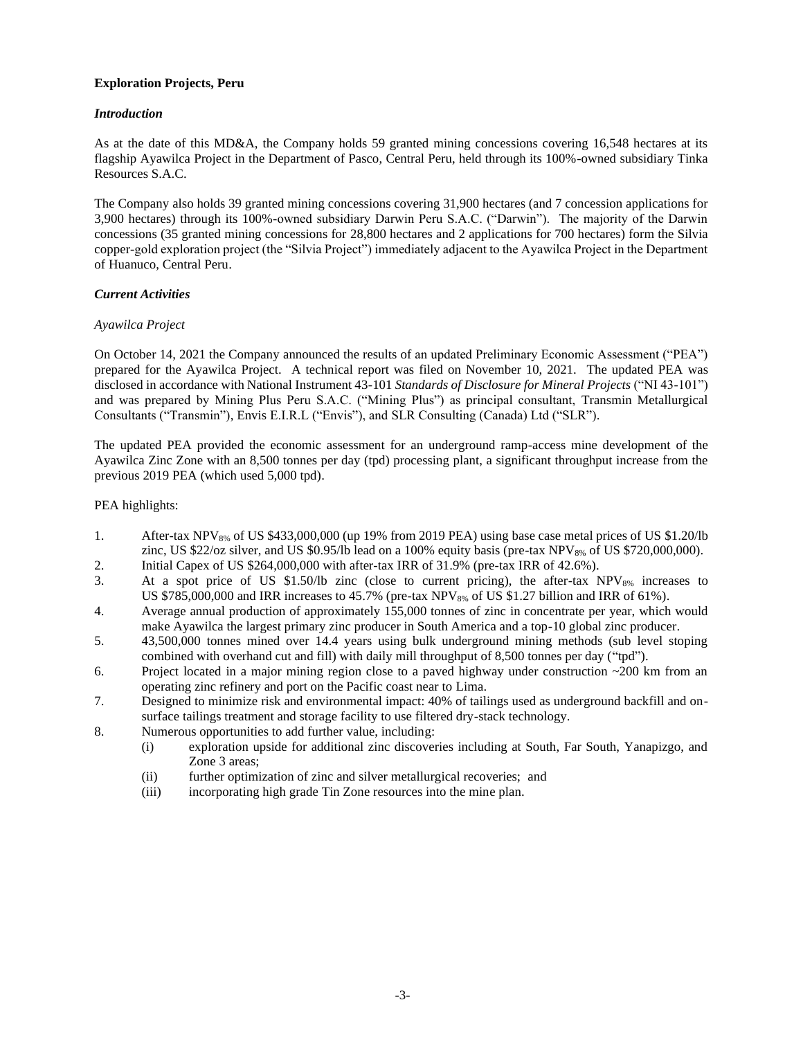**Exploration Projects, Peru**

***Introduction***

As at the date of this MD&A, the Company holds 59 granted mining concessions covering 16,548 hectares at its flagship Ayawilca Project in the Department of Pasco, Central Peru, held through its 100%-owned subsidiary Tinka Resources S.A.C.

The Company also holds 39 granted mining concessions covering 31,900 hectares (and 7 concession applications for 3,900 hectares) through its 100%-owned subsidiary Darwin Peru S.A.C. ("Darwin"). The majority of the Darwin concessions (35 granted mining concessions for 28,800 hectares and 2 applications for 700 hectares) form the Silvia copper-gold exploration project (the "Silvia Project") immediately adjacent to the Ayawilca Project in the Department of Huanuco, Central Peru.

***Current Activities***

*Ayawilca Project*

On October 14, 2021 the Company announced the results of an updated Preliminary Economic Assessment ("PEA") prepared for the Ayawilca Project. A technical report was filed on November 10, 2021. The updated PEA was disclosed in accordance with National Instrument 43-101 *Standards of Disclosure for Mineral Projects* ("NI 43-101") and was prepared by Mining Plus Peru S.A.C. ("Mining Plus") as principal consultant, Transmin Metallurgical Consultants ("Transmin"), Envis E.I.R.L ("Envis"), and SLR Consulting (Canada) Ltd ("SLR").

The updated PEA provided the economic assessment for an underground ramp-access mine development of the Ayawilca Zinc Zone with an 8,500 tonnes per day (tpd) processing plant, a significant throughput increase from the previous 2019 PEA (which used 5,000 tpd).

PEA highlights:

1. After-tax $NPV_{8\%}$ of US $433,000,000 (up 19% from 2019 PEA) using base case metal prices of US $1.20/lb zinc, US $22/oz silver, and US $0.95/lb lead on a 100% equity basis (pre-tax $NPV_{8\%}$ of US $720,000,000).
2. Initial Capex of US $264,000,000 with after-tax IRR of 31.9% (pre-tax IRR of 42.6%).
3. At a spot price of US $1.50/lb zinc (close to current pricing), the after-tax $NPV_{8\%}$ increases to US $785,000,000 and IRR increases to 45.7% (pre-tax $NPV_{8\%}$ of US $1.27 billion and IRR of 61%).
4. Average annual production of approximately 155,000 tonnes of zinc in concentrate per year, which would make Ayawilca the largest primary zinc producer in South America and a top-10 global zinc producer.
5. 43,500,000 tonnes mined over 14.4 years using bulk underground mining methods (sub level stoping combined with overhand cut and fill) with daily mill throughput of 8,500 tonnes per day ("tpd").
6. Project located in a major mining region close to a paved highway under construction ~200 km from an operating zinc refinery and port on the Pacific coast near to Lima.
7. Designed to minimize risk and environmental impact: 40% of tailings used as underground backfill and on-surface tailings treatment and storage facility to use filtered dry-stack technology.
8. Numerous opportunities to add further value, including:
    - (i) exploration upside for additional zinc discoveries including at South, Far South, Yanapizgo, and Zone 3 areas;
    - (ii) further optimization of zinc and silver metallurgical recoveries; and
    - (iii) incorporating high grade Tin Zone resources into the mine plan.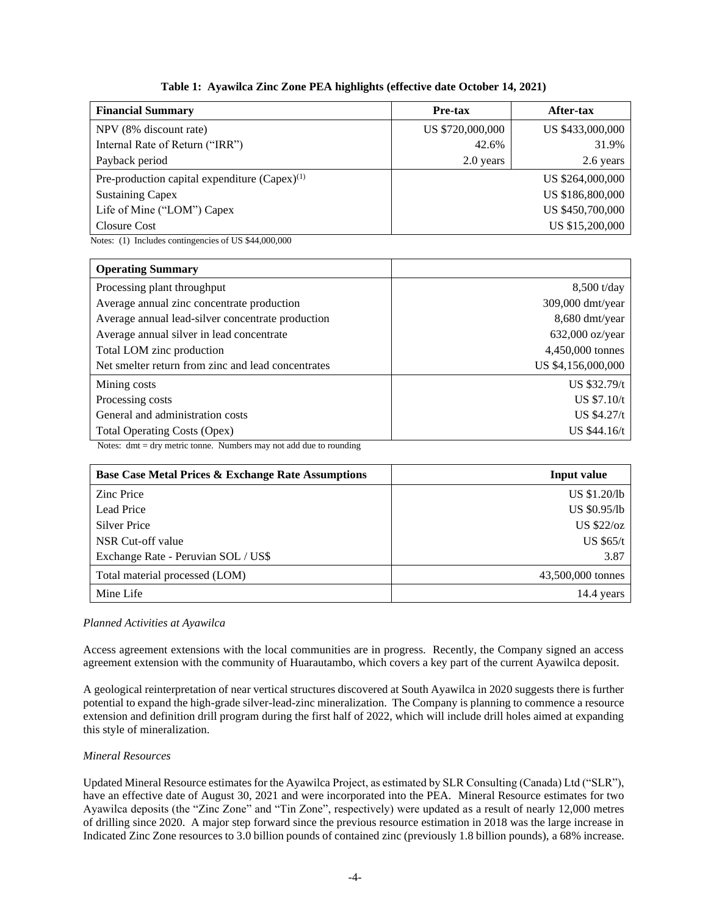**Table 1: Ayawilca Zinc Zone PEA highlights (effective date October 14, 2021)**

| Financial Summary | Pre-tax | After-tax |
|---|---|---|
| NPV (8% discount rate) | US $720,000,000 | US $433,000,000 |
| Internal Rate of Return ("IRR") | 42.6% | 31.9% |
| Payback period | 2.0 years | 2.6 years |
| Pre-production capital expenditure (Capex)(1) | | US $264,000,000 |
| Sustaining Capex | | US $186,800,000 |
| Life of Mine ("LOM") Capex | | US $450,700,000 |
| Closure Cost | | US $15,200,000 |

Notes: (1) Includes contingencies of US $44,000,000

| Operating Summary | |
|---|---|
| Processing plant throughput | 8,500 t/day |
| Average annual zinc concentrate production | 309,000 dmt/year |
| Average annual lead-silver concentrate production | 8,680 dmt/year |
| Average annual silver in lead concentrate | 632,000 oz/year |
| Total LOM zinc production | 4,450,000 tonnes |
| Net smelter return from zinc and lead concentrates | US $4,156,000,000 |
| Mining costs | US $32.79/t |
| Processing costs | US $7.10/t |
| General and administration costs | US $4.27/t |
| Total Operating Costs (Opex) | US $44.16/t |

Notes: dmt = dry metric tonne. Numbers may not add due to rounding

| Base Case Metal Prices & Exchange Rate Assumptions | Input value |
|---|---|
| Zinc Price | US $1.20/lb |
| Lead Price | US $0.95/lb |
| Silver Price | US $22/oz |
| NSR Cut-off value | US $65/t |
| Exchange Rate - Peruvian SOL / US$ | 3.87 |
| Total material processed (LOM) | 43,500,000 tonnes |
| Mine Life | 14.4 years |

*Planned Activities at Ayawilca*

Access agreement extensions with the local communities are in progress. Recently, the Company signed an access agreement extension with the community of Huarautambo, which covers a key part of the current Ayawilca deposit.

A geological reinterpretation of near vertical structures discovered at South Ayawilca in 2020 suggests there is further potential to expand the high-grade silver-lead-zinc mineralization. The Company is planning to commence a resource extension and definition drill program during the first half of 2022, which will include drill holes aimed at expanding this style of mineralization.

*Mineral Resources*

Updated Mineral Resource estimates for the Ayawilca Project, as estimated by SLR Consulting (Canada) Ltd ("SLR"), have an effective date of August 30, 2021 and were incorporated into the PEA. Mineral Resource estimates for two Ayawilca deposits (the "Zinc Zone" and "Tin Zone", respectively) were updated as a result of nearly 12,000 metres of drilling since 2020. A major step forward since the previous resource estimation in 2018 was the large increase in Indicated Zinc Zone resources to 3.0 billion pounds of contained zinc (previously 1.8 billion pounds), a 68% increase.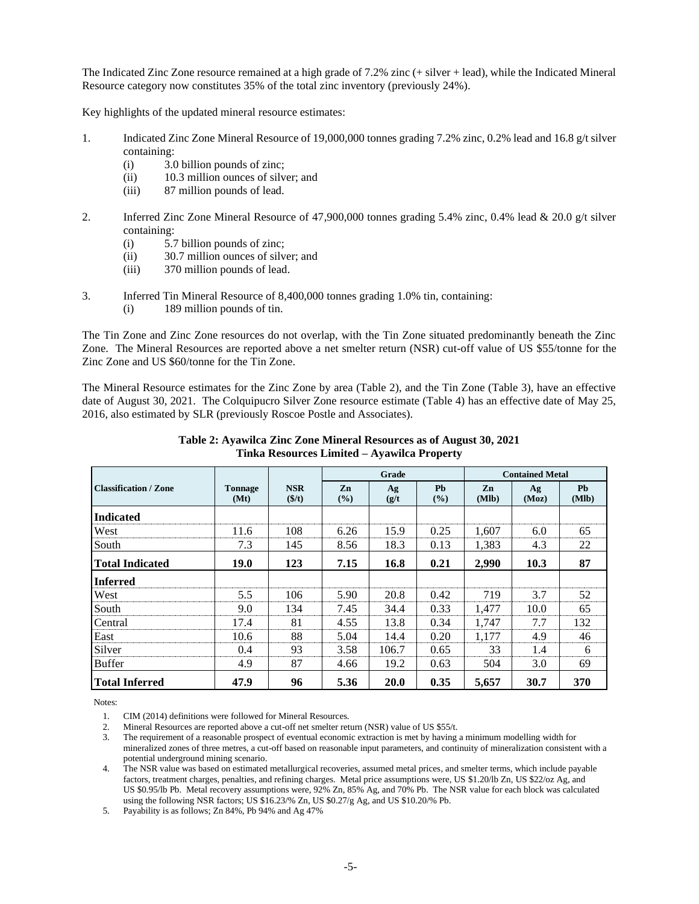The Indicated Zinc Zone resource remained at a high grade of 7.2% zinc (+ silver + lead), while the Indicated Mineral Resource category now constitutes 35% of the total zinc inventory (previously 24%).

Key highlights of the updated mineral resource estimates:

1. Indicated Zinc Zone Mineral Resource of 19,000,000 tonnes grading 7.2% zinc, 0.2% lead and 16.8 g/t silver containing:
   - (i) 3.0 billion pounds of zinc;
   - (ii) 10.3 million ounces of silver; and
   - (iii) 87 million pounds of lead.

2. Inferred Zinc Zone Mineral Resource of 47,900,000 tonnes grading 5.4% zinc, 0.4% lead & 20.0 g/t silver containing:
   - (i) 5.7 billion pounds of zinc;
   - (ii) 30.7 million ounces of silver; and
   - (iii) 370 million pounds of lead.

3. Inferred Tin Mineral Resource of 8,400,000 tonnes grading 1.0% tin, containing:
   - (i) 189 million pounds of tin.

The Tin Zone and Zinc Zone resources do not overlap, with the Tin Zone situated predominantly beneath the Zinc Zone. The Mineral Resources are reported above a net smelter return (NSR) cut-off value of US $55/tonne for the Zinc Zone and US $60/tonne for the Tin Zone.

The Mineral Resource estimates for the Zinc Zone by area (Table 2), and the Tin Zone (Table 3), have an effective date of August 30, 2021. The Colquipucro Silver Zone resource estimate (Table 4) has an effective date of May 25, 2016, also estimated by SLR (previously Roscoe Postle and Associates).

**Table 2: Ayawilca Zinc Zone Mineral Resources as of August 30, 2021**
**Tinka Resources Limited – Ayawilca Property**

| Classification / Zone | Tonnage (Mt) | NSR ($/t) | Grade | | | Contained Metal | | |
|---|---|---|---|---|---|---|---|---|
| | | | Zn (%) | Ag (g/t) | Pb (%) | Zn (Mlb) | Ag (Moz) | Pb (Mlb) |
| **Indicated** | | | | | | | | |
| West | 11.6 | 108 | 6.26 | 15.9 | 0.25 | 1,607 | 6.0 | 65 |
| South | 7.3 | 145 | 8.56 | 18.3 | 0.13 | 1,383 | 4.3 | 22 |
| **Total Indicated** | **19.0** | **123** | **7.15** | **16.8** | **0.21** | **2,990** | **10.3** | **87** |
| **Inferred** | | | | | | | | |
| West | 5.5 | 106 | 5.90 | 20.8 | 0.42 | 719 | 3.7 | 52 |
| South | 9.0 | 134 | 7.45 | 34.4 | 0.33 | 1,477 | 10.0 | 65 |
| Central | 17.4 | 81 | 4.55 | 13.8 | 0.34 | 1,747 | 7.7 | 132 |
| East | 10.6 | 88 | 5.04 | 14.4 | 0.20 | 1,177 | 4.9 | 46 |
| Silver | 0.4 | 93 | 3.58 | 106.7 | 0.65 | 33 | 1.4 | 6 |
| Buffer | 4.9 | 87 | 4.66 | 19.2 | 0.63 | 504 | 3.0 | 69 |
| **Total Inferred** | **47.9** | **96** | **5.36** | **20.0** | **0.35** | **5,657** | **30.7** | **370** |

Notes:

1. CIM (2014) definitions were followed for Mineral Resources.
2. Mineral Resources are reported above a cut-off net smelter return (NSR) value of US $55/t.
3. The requirement of a reasonable prospect of eventual economic extraction is met by having a minimum modelling width for mineralized zones of three metres, a cut-off based on reasonable input parameters, and continuity of mineralization consistent with a potential underground mining scenario.
4. The NSR value was based on estimated metallurgical recoveries, assumed metal prices, and smelter terms, which include payable factors, treatment charges, penalties, and refining charges. Metal price assumptions were, US $1.20/lb Zn, US $22/oz Ag, and US $0.95/lb Pb. Metal recovery assumptions were, 92% Zn, 85% Ag, and 70% Pb. The NSR value for each block was calculated using the following NSR factors; US $16.23/% Zn, US $0.27/g Ag, and US $10.20/% Pb.
5. Payability is as follows; Zn 84%, Pb 94% and Ag 47%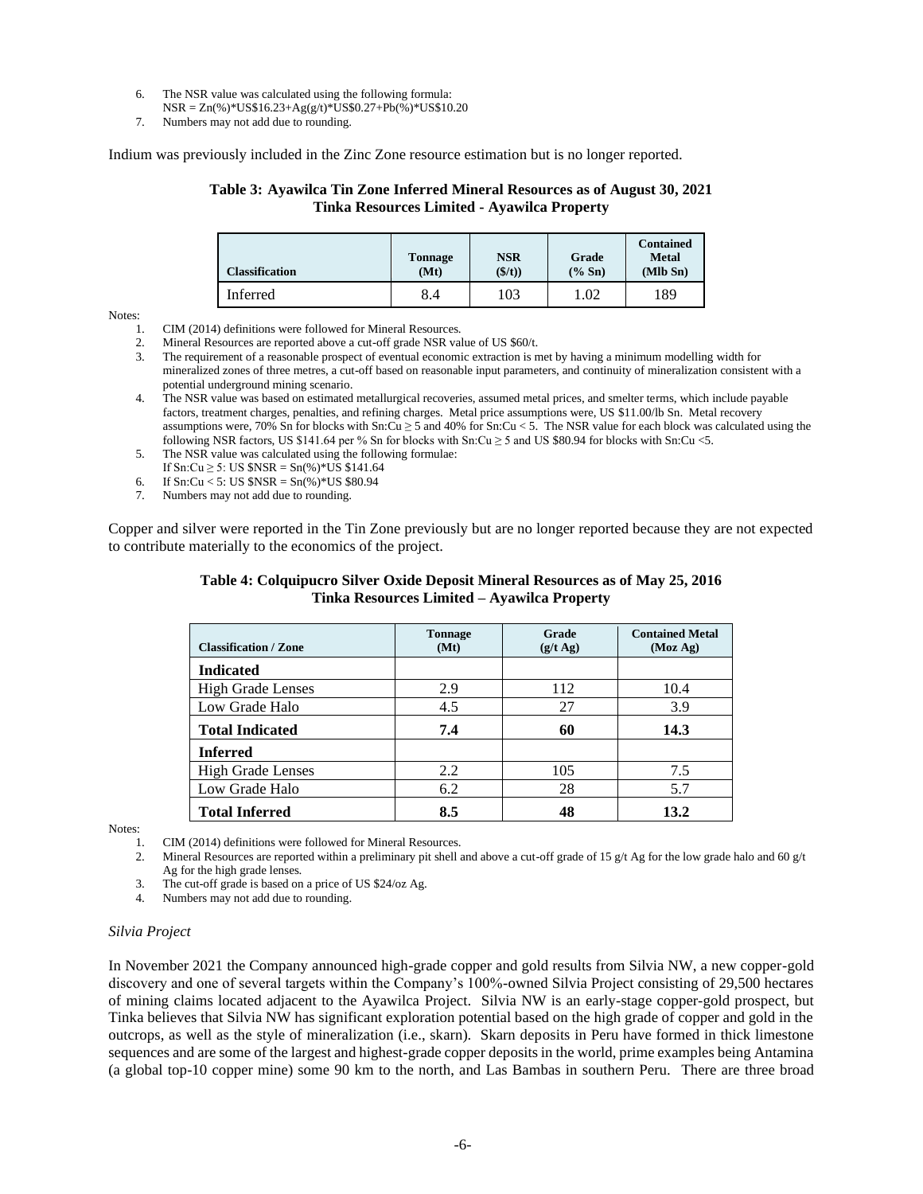6. The NSR value was calculated using the following formula:
   NSR = Zn(%)*US$16.23+Ag(g/t)*US$0.27+Pb(%)*US$10.20
7. Numbers may not add due to rounding.

Indium was previously included in the Zinc Zone resource estimation but is no longer reported.

**Table 3: Ayawilca Tin Zone Inferred Mineral Resources as of August 30, 2021**
**Tinka Resources Limited - Ayawilca Property**

| Classification | Tonnage (Mt) | NSR ($/t)) | Grade (% Sn) | Contained Metal (Mlb Sn) |
|---|---|---|---|---|
| Inferred | 8.4 | 103 | 1.02 | 189 |

Notes:

1. CIM (2014) definitions were followed for Mineral Resources.
2. Mineral Resources are reported above a cut-off grade NSR value of US $60/t.
3. The requirement of a reasonable prospect of eventual economic extraction is met by having a minimum modelling width for mineralized zones of three metres, a cut-off based on reasonable input parameters, and continuity of mineralization consistent with a potential underground mining scenario.
4. The NSR value was based on estimated metallurgical recoveries, assumed metal prices, and smelter terms, which include payable factors, treatment charges, penalties, and refining charges. Metal price assumptions were, US $11.00/lb Sn. Metal recovery assumptions were, 70% Sn for blocks with Sn:Cu ≥ 5 and 40% for Sn:Cu < 5. The NSR value for each block was calculated using the following NSR factors, US $141.64 per % Sn for blocks with Sn:Cu ≥ 5 and US $80.94 for blocks with Sn:Cu <5.
5. The NSR value was calculated using the following formulae:
   If Sn:Cu ≥ 5: US $NSR = Sn(%)*US $141.64
6. If Sn:Cu < 5: US $NSR = Sn(%)*US $80.94
7. Numbers may not add due to rounding.

Copper and silver were reported in the Tin Zone previously but are no longer reported because they are not expected to contribute materially to the economics of the project.

**Table 4: Colquipucro Silver Oxide Deposit Mineral Resources as of May 25, 2016**
**Tinka Resources Limited – Ayawilca Property**

| Classification / Zone | Tonnage (Mt) | Grade (g/t Ag) | Contained Metal (Moz Ag) |
|---|---|---|---|
| **Indicated** | | | |
| High Grade Lenses | 2.9 | 112 | 10.4 |
| Low Grade Halo | 4.5 | 27 | 3.9 |
| **Total Indicated** | **7.4** | **60** | **14.3** |
| **Inferred** | | | |
| High Grade Lenses | 2.2 | 105 | 7.5 |
| Low Grade Halo | 6.2 | 28 | 5.7 |
| **Total Inferred** | **8.5** | **48** | **13.2** |

Notes:

1. CIM (2014) definitions were followed for Mineral Resources.
2. Mineral Resources are reported within a preliminary pit shell and above a cut-off grade of 15 g/t Ag for the low grade halo and 60 g/t Ag for the high grade lenses.
3. The cut-off grade is based on a price of US $24/oz Ag.
4. Numbers may not add due to rounding.

*Silvia Project*

In November 2021 the Company announced high-grade copper and gold results from Silvia NW, a new copper-gold discovery and one of several targets within the Company's 100%-owned Silvia Project consisting of 29,500 hectares of mining claims located adjacent to the Ayawilca Project. Silvia NW is an early-stage copper-gold prospect, but Tinka believes that Silvia NW has significant exploration potential based on the high grade of copper and gold in the outcrops, as well as the style of mineralization (i.e., skarn). Skarn deposits in Peru have formed in thick limestone sequences and are some of the largest and highest-grade copper deposits in the world, prime examples being Antamina (a global top-10 copper mine) some 90 km to the north, and Las Bambas in southern Peru. There are three broad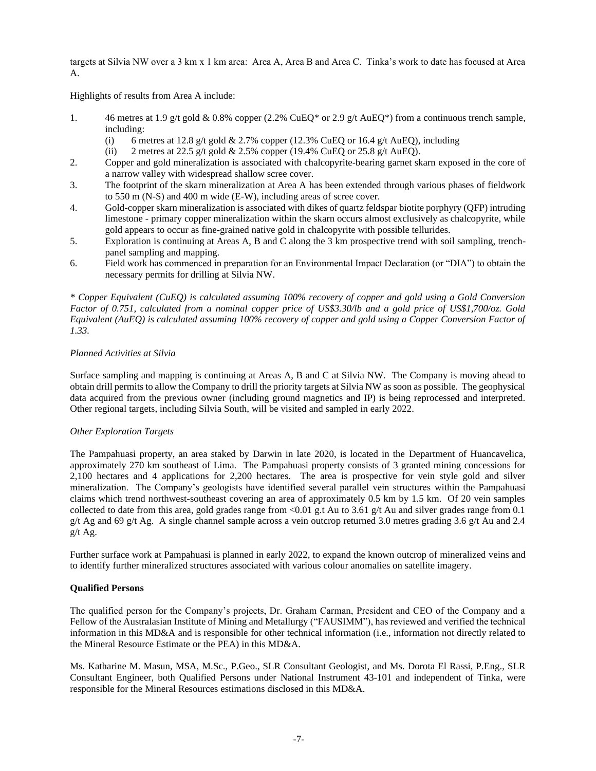targets at Silvia NW over a 3 km x 1 km area: Area A, Area B and Area C. Tinka's work to date has focused at Area A.

Highlights of results from Area A include:

1. 46 metres at 1.9 g/t gold & 0.8% copper (2.2% CuEQ* or 2.9 g/t AuEQ*) from a continuous trench sample, including:
   (i) 6 metres at 12.8 g/t gold & 2.7% copper (12.3% CuEQ or 16.4 g/t AuEQ), including
   (ii) 2 metres at 22.5 g/t gold & 2.5% copper (19.4% CuEQ or 25.8 g/t AuEQ).
2. Copper and gold mineralization is associated with chalcopyrite-bearing garnet skarn exposed in the core of a narrow valley with widespread shallow scree cover.
3. The footprint of the skarn mineralization at Area A has been extended through various phases of fieldwork to 550 m (N-S) and 400 m wide (E-W), including areas of scree cover.
4. Gold-copper skarn mineralization is associated with dikes of quartz feldspar biotite porphyry (QFP) intruding limestone - primary copper mineralization within the skarn occurs almost exclusively as chalcopyrite, while gold appears to occur as fine-grained native gold in chalcopyrite with possible tellurides.
5. Exploration is continuing at Areas A, B and C along the 3 km prospective trend with soil sampling, trench-panel sampling and mapping.
6. Field work has commenced in preparation for an Environmental Impact Declaration (or "DIA") to obtain the necessary permits for drilling at Silvia NW.

*\* Copper Equivalent (CuEQ) is calculated assuming 100% recovery of copper and gold using a Gold Conversion Factor of 0.751, calculated from a nominal copper price of US$3.30/lb and a gold price of US$1,700/oz. Gold Equivalent (AuEQ) is calculated assuming 100% recovery of copper and gold using a Copper Conversion Factor of 1.33.*

*Planned Activities at Silvia*

Surface sampling and mapping is continuing at Areas A, B and C at Silvia NW. The Company is moving ahead to obtain drill permits to allow the Company to drill the priority targets at Silvia NW as soon as possible. The geophysical data acquired from the previous owner (including ground magnetics and IP) is being reprocessed and interpreted. Other regional targets, including Silvia South, will be visited and sampled in early 2022.

*Other Exploration Targets*

The Pampahuasi property, an area staked by Darwin in late 2020, is located in the Department of Huancavelica, approximately 270 km southeast of Lima. The Pampahuasi property consists of 3 granted mining concessions for 2,100 hectares and 4 applications for 2,200 hectares. The area is prospective for vein style gold and silver mineralization. The Company's geologists have identified several parallel vein structures within the Pampahuasi claims which trend northwest-southeast covering an area of approximately 0.5 km by 1.5 km. Of 20 vein samples collected to date from this area, gold grades range from <0.01 g.t Au to 3.61 g/t Au and silver grades range from 0.1 g/t Ag and 69 g/t Ag. A single channel sample across a vein outcrop returned 3.0 metres grading 3.6 g/t Au and 2.4 g/t Ag.

Further surface work at Pampahuasi is planned in early 2022, to expand the known outcrop of mineralized veins and to identify further mineralized structures associated with various colour anomalies on satellite imagery.

**Qualified Persons**

The qualified person for the Company's projects, Dr. Graham Carman, President and CEO of the Company and a Fellow of the Australasian Institute of Mining and Metallurgy ("FAUSIMM"), has reviewed and verified the technical information in this MD&A and is responsible for other technical information (i.e., information not directly related to the Mineral Resource Estimate or the PEA) in this MD&A.

Ms. Katharine M. Masun, MSA, M.Sc., P.Geo., SLR Consultant Geologist, and Ms. Dorota El Rassi, P.Eng., SLR Consultant Engineer, both Qualified Persons under National Instrument 43-101 and independent of Tinka, were responsible for the Mineral Resources estimations disclosed in this MD&A.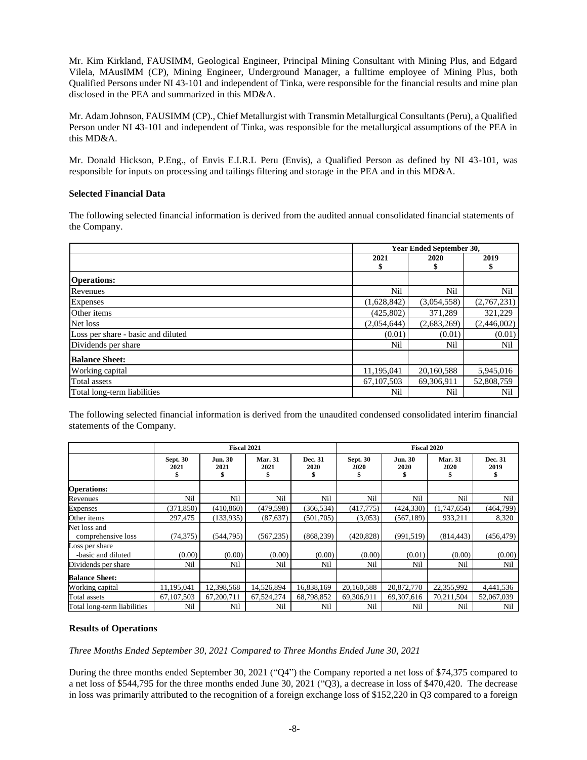Mr. Kim Kirkland, FAUSIMM, Geological Engineer, Principal Mining Consultant with Mining Plus, and Edgard Vilela, MAusIMM (CP), Mining Engineer, Underground Manager, a fulltime employee of Mining Plus, both Qualified Persons under NI 43-101 and independent of Tinka, were responsible for the financial results and mine plan disclosed in the PEA and summarized in this MD&A.

Mr. Adam Johnson, FAUSIMM (CP)., Chief Metallurgist with Transmin Metallurgical Consultants (Peru), a Qualified Person under NI 43-101 and independent of Tinka, was responsible for the metallurgical assumptions of the PEA in this MD&A.

Mr. Donald Hickson, P.Eng., of Envis E.I.R.L Peru (Envis), a Qualified Person as defined by NI 43-101, was responsible for inputs on processing and tailings filtering and storage in the PEA and in this MD&A.

### Selected Financial Data

The following selected financial information is derived from the audited annual consolidated financial statements of the Company.

| | Year Ended September 30, | | |
|---|---|---|---|
| | 2021<br>$ | 2020<br>$ | 2019<br>$ |
| **Operations:** | | | |
| Revenues | Nil | Nil | Nil |
| Expenses | (1,628,842) | (3,054,558) | (2,767,231) |
| Other items | (425,802) | 371,289 | 321,229 |
| Net loss | (2,054,644) | (2,683,269) | (2,446,002) |
| Loss per share - basic and diluted | (0.01) | (0.01) | (0.01) |
| Dividends per share | Nil | Nil | Nil |
| **Balance Sheet:** | | | |
| Working capital | 11,195,041 | 20,160,588 | 5,945,016 |
| Total assets | 67,107,503 | 69,306,911 | 52,808,759 |
| Total long-term liabilities | Nil | Nil | Nil |

The following selected financial information is derived from the unaudited condensed consolidated interim financial statements of the Company.

| | Fiscal 2021 | | | | Fiscal 2020 | | | |
|---|---|---|---|---|---|---|---|---|
| | Sept. 30<br>2021<br>$ | Jun. 30<br>2021<br>$ | Mar. 31<br>2021<br>$ | Dec. 31<br>2020<br>$ | Sept. 30<br>2020<br>$ | Jun. 30<br>2020<br>$ | Mar. 31<br>2020<br>$ | Dec. 31<br>2019<br>$ |
| **Operations:** | | | | | | | | |
| Revenues | Nil | Nil | Nil | Nil | Nil | Nil | Nil | Nil |
| Expenses | (371,850) | (410,860) | (479,598) | (366,534) | (417,775) | (424,330) | (1,747,654) | (464,799) |
| Other items | 297,475 | (133,935) | (87,637) | (501,705) | (3,053) | (567,189) | 933,211 | 8,320 |
| Net loss and comprehensive loss | (74,375) | (544,795) | (567,235) | (868,239) | (420,828) | (991,519) | (814,443) | (456,479) |
| Loss per share -basic and diluted | (0.00) | (0.00) | (0.00) | (0.00) | (0.00) | (0.01) | (0.00) | (0.00) |
| Dividends per share | Nil | Nil | Nil | Nil | Nil | Nil | Nil | Nil |
| **Balance Sheet:** | | | | | | | | |
| Working capital | 11,195,041 | 12,398,568 | 14,526,894 | 16,838,169 | 20,160,588 | 20,872,770 | 22,355,992 | 4,441,536 |
| Total assets | 67,107,503 | 67,200,711 | 67,524,274 | 68,798,852 | 69,306,911 | 69,307,616 | 70,211,504 | 52,067,039 |
| Total long-term liabilities | Nil | Nil | Nil | Nil | Nil | Nil | Nil | Nil |

### Results of Operations

*Three Months Ended September 30, 2021 Compared to Three Months Ended June 30, 2021*

During the three months ended September 30, 2021 ("Q4") the Company reported a net loss of $74,375 compared to a net loss of $544,795 for the three months ended June 30, 2021 ("Q3), a decrease in loss of $470,420. The decrease in loss was primarily attributed to the recognition of a foreign exchange loss of $152,220 in Q3 compared to a foreign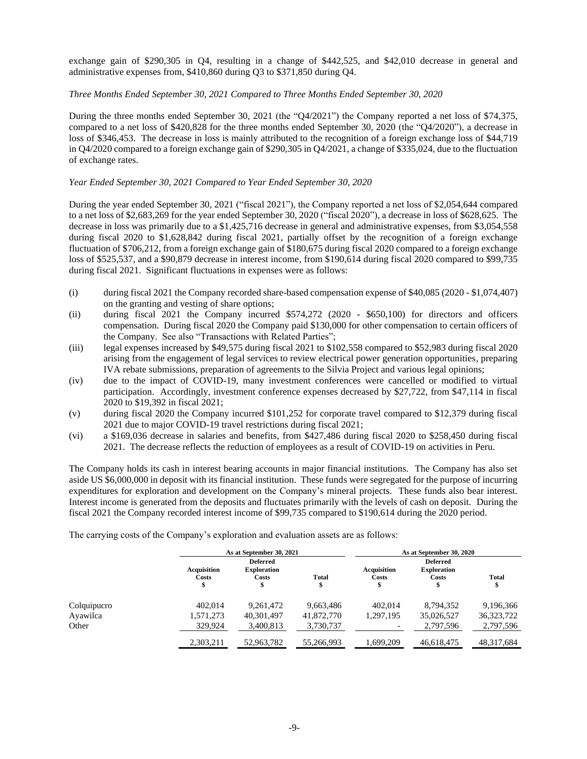exchange gain of $290,305 in Q4, resulting in a change of $442,525, and $42,010 decrease in general and administrative expenses from, $410,860 during Q3 to $371,850 during Q4.

*Three Months Ended September 30, 2021 Compared to Three Months Ended September 30, 2020*

During the three months ended September 30, 2021 (the "Q4/2021") the Company reported a net loss of $74,375, compared to a net loss of $420,828 for the three months ended September 30, 2020 (the "Q4/2020"), a decrease in loss of $346,453. The decrease in loss is mainly attributed to the recognition of a foreign exchange loss of $44,719 in Q4/2020 compared to a foreign exchange gain of $290,305 in Q4/2021, a change of $335,024, due to the fluctuation of exchange rates.

*Year Ended September 30, 2021 Compared to Year Ended September 30, 2020*

During the year ended September 30, 2021 ("fiscal 2021"), the Company reported a net loss of $2,054,644 compared to a net loss of $2,683,269 for the year ended September 30, 2020 ("fiscal 2020"), a decrease in loss of $628,625. The decrease in loss was primarily due to a $1,425,716 decrease in general and administrative expenses, from $3,054,558 during fiscal 2020 to $1,628,842 during fiscal 2021, partially offset by the recognition of a foreign exchange fluctuation of $706,212, from a foreign exchange gain of $180,675 during fiscal 2020 compared to a foreign exchange loss of $525,537, and a $90,879 decrease in interest income, from $190,614 during fiscal 2020 compared to $99,735 during fiscal 2021. Significant fluctuations in expenses were as follows:

(i) during fiscal 2021 the Company recorded share-based compensation expense of $40,085 (2020 - $1,074,407) on the granting and vesting of share options;
(ii) during fiscal 2021 the Company incurred $574,272 (2020 - $650,100) for directors and officers compensation. During fiscal 2020 the Company paid $130,000 for other compensation to certain officers of the Company. See also "Transactions with Related Parties";
(iii) legal expenses increased by $49,575 during fiscal 2021 to $102,558 compared to $52,983 during fiscal 2020 arising from the engagement of legal services to review electrical power generation opportunities, preparing IVA rebate submissions, preparation of agreements to the Silvia Project and various legal opinions;
(iv) due to the impact of COVID-19, many investment conferences were cancelled or modified to virtual participation. Accordingly, investment conference expenses decreased by $27,722, from $47,114 in fiscal 2020 to $19,392 in fiscal 2021;
(v) during fiscal 2020 the Company incurred $101,252 for corporate travel compared to $12,379 during fiscal 2021 due to major COVID-19 travel restrictions during fiscal 2021;
(vi) a $169,036 decrease in salaries and benefits, from $427,486 during fiscal 2020 to $258,450 during fiscal 2021. The decrease reflects the reduction of employees as a result of COVID-19 on activities in Peru.

The Company holds its cash in interest bearing accounts in major financial institutions. The Company has also set aside US $6,000,000 in deposit with its financial institution. These funds were segregated for the purpose of incurring expenditures for exploration and development on the Company's mineral projects. These funds also bear interest. Interest income is generated from the deposits and fluctuates primarily with the levels of cash on deposit. During the fiscal 2021 the Company recorded interest income of $99,735 compared to $190,614 during the 2020 period.

The carrying costs of the Company's exploration and evaluation assets are as follows:

| | As at September 30, 2021 | | | As at September 30, 2020 | | |
|---|---|---|---|---|---|---|
| | Acquisition Costs $ | Deferred Exploration Costs $ | Total $ | Acquisition Costs $ | Deferred Exploration Costs $ | Total $ |
| Colquipucro | 402,014 | 9,261,472 | 9,663,486 | 402,014 | 8,794,352 | 9,196,366 |
| Ayawilca | 1,571,273 | 40,301,497 | 41,872,770 | 1,297,195 | 35,026,527 | 36,323,722 |
| Other | 329,924 | 3,400,813 | 3,730,737 | - | 2,797,596 | 2,797,596 |
| | 2,303,211 | 52,963,782 | 55,266,993 | 1,699,209 | 46,618,475 | 48,317,684 |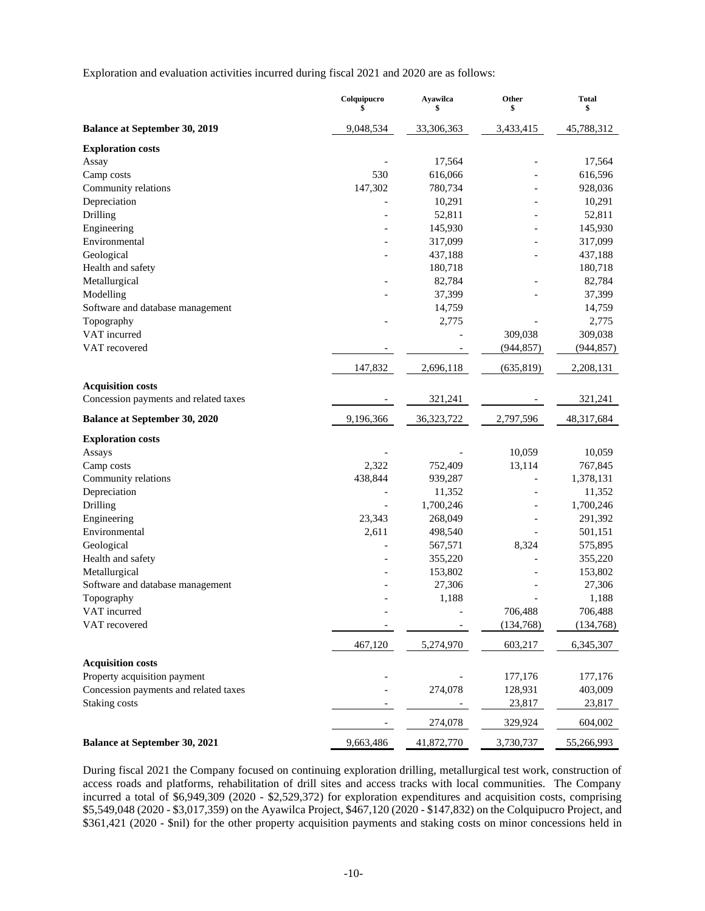Exploration and evaluation activities incurred during fiscal 2021 and 2020 are as follows:

| | Colquipucro $ | Ayawilca $ | Other $ | Total $ |
|---|---|---|---|---|
| **Balance at September 30, 2019** | 9,048,534 | 33,306,363 | 3,433,415 | 45,788,312 |
| **Exploration costs** | | | | |
| Assay | - | 17,564 | - | 17,564 |
| Camp costs | 530 | 616,066 | - | 616,596 |
| Community relations | 147,302 | 780,734 | - | 928,036 |
| Depreciation | - | 10,291 | - | 10,291 |
| Drilling | - | 52,811 | - | 52,811 |
| Engineering | - | 145,930 | - | 145,930 |
| Environmental | - | 317,099 | - | 317,099 |
| Geological | - | 437,188 | - | 437,188 |
| Health and safety | | 180,718 | | 180,718 |
| Metallurgical | - | 82,784 | - | 82,784 |
| Modelling | - | 37,399 | - | 37,399 |
| Software and database management | | 14,759 | | 14,759 |
| Topography | - | 2,775 | - | 2,775 |
| VAT incurred | | - | 309,038 | 309,038 |
| VAT recovered | - | - | (944,857) | (944,857) |
| | 147,832 | 2,696,118 | (635,819) | 2,208,131 |
| **Acquisition costs** | | | | |
| Concession payments and related taxes | - | 321,241 | - | 321,241 |
| **Balance at September 30, 2020** | 9,196,366 | 36,323,722 | 2,797,596 | 48,317,684 |
| **Exploration costs** | | | | |
| Assays | - | - | 10,059 | 10,059 |
| Camp costs | 2,322 | 752,409 | 13,114 | 767,845 |
| Community relations | 438,844 | 939,287 | - | 1,378,131 |
| Depreciation | - | 11,352 | - | 11,352 |
| Drilling | - | 1,700,246 | - | 1,700,246 |
| Engineering | 23,343 | 268,049 | - | 291,392 |
| Environmental | 2,611 | 498,540 | - | 501,151 |
| Geological | - | 567,571 | 8,324 | 575,895 |
| Health and safety | - | 355,220 | - | 355,220 |
| Metallurgical | - | 153,802 | - | 153,802 |
| Software and database management | - | 27,306 | - | 27,306 |
| Topography | - | 1,188 | - | 1,188 |
| VAT incurred | - | - | 706,488 | 706,488 |
| VAT recovered | - | - | (134,768) | (134,768) |
| | 467,120 | 5,274,970 | 603,217 | 6,345,307 |
| **Acquisition costs** | | | | |
| Property acquisition payment | - | - | 177,176 | 177,176 |
| Concession payments and related taxes | - | 274,078 | 128,931 | 403,009 |
| Staking costs | - | - | 23,817 | 23,817 |
| | - | 274,078 | 329,924 | 604,002 |
| **Balance at September 30, 2021** | 9,663,486 | 41,872,770 | 3,730,737 | 55,266,993 |

During fiscal 2021 the Company focused on continuing exploration drilling, metallurgical test work, construction of access roads and platforms, rehabilitation of drill sites and access tracks with local communities. The Company incurred a total of $6,949,309 (2020 - $2,529,372) for exploration expenditures and acquisition costs, comprising $5,549,048 (2020 - $3,017,359) on the Ayawilca Project, $467,120 (2020 - $147,832) on the Colquipucro Project, and $361,421 (2020 - $nil) for the other property acquisition payments and staking costs on minor concessions held in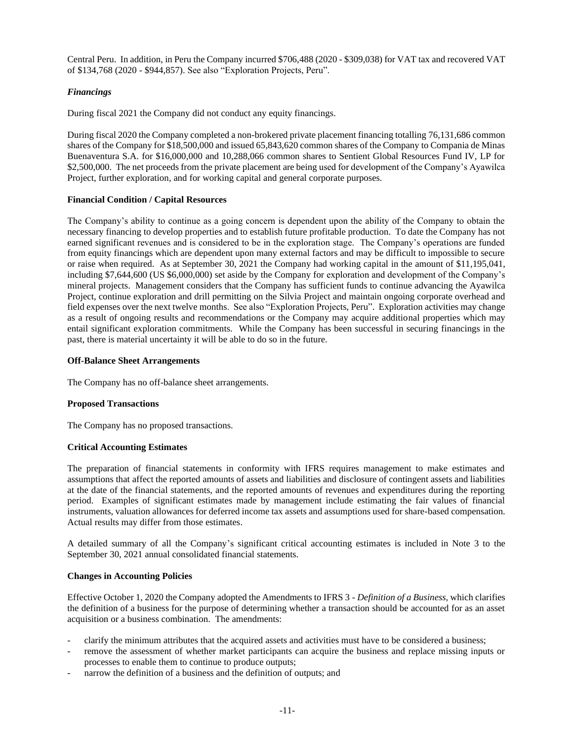Central Peru. In addition, in Peru the Company incurred $706,488 (2020 - $309,038) for VAT tax and recovered VAT of $134,768 (2020 - $944,857). See also "Exploration Projects, Peru".

### *Financings*

During fiscal 2021 the Company did not conduct any equity financings.

During fiscal 2020 the Company completed a non-brokered private placement financing totalling 76,131,686 common shares of the Company for $18,500,000 and issued 65,843,620 common shares of the Company to Compania de Minas Buenaventura S.A. for $16,000,000 and 10,288,066 common shares to Sentient Global Resources Fund IV, LP for $2,500,000. The net proceeds from the private placement are being used for development of the Company's Ayawilca Project, further exploration, and for working capital and general corporate purposes.

## Financial Condition / Capital Resources

The Company's ability to continue as a going concern is dependent upon the ability of the Company to obtain the necessary financing to develop properties and to establish future profitable production. To date the Company has not earned significant revenues and is considered to be in the exploration stage. The Company's operations are funded from equity financings which are dependent upon many external factors and may be difficult to impossible to secure or raise when required. As at September 30, 2021 the Company had working capital in the amount of $11,195,041, including $7,644,600 (US $6,000,000) set aside by the Company for exploration and development of the Company's mineral projects. Management considers that the Company has sufficient funds to continue advancing the Ayawilca Project, continue exploration and drill permitting on the Silvia Project and maintain ongoing corporate overhead and field expenses over the next twelve months. See also "Exploration Projects, Peru". Exploration activities may change as a result of ongoing results and recommendations or the Company may acquire additional properties which may entail significant exploration commitments. While the Company has been successful in securing financings in the past, there is material uncertainty it will be able to do so in the future.

## Off-Balance Sheet Arrangements

The Company has no off-balance sheet arrangements.

## Proposed Transactions

The Company has no proposed transactions.

## Critical Accounting Estimates

The preparation of financial statements in conformity with IFRS requires management to make estimates and assumptions that affect the reported amounts of assets and liabilities and disclosure of contingent assets and liabilities at the date of the financial statements, and the reported amounts of revenues and expenditures during the reporting period. Examples of significant estimates made by management include estimating the fair values of financial instruments, valuation allowances for deferred income tax assets and assumptions used for share-based compensation. Actual results may differ from those estimates.

A detailed summary of all the Company's significant critical accounting estimates is included in Note 3 to the September 30, 2021 annual consolidated financial statements.

## Changes in Accounting Policies

Effective October 1, 2020 the Company adopted the Amendments to IFRS 3 - *Definition of a Business*, which clarifies the definition of a business for the purpose of determining whether a transaction should be accounted for as an asset acquisition or a business combination. The amendments:

- clarify the minimum attributes that the acquired assets and activities must have to be considered a business;
- remove the assessment of whether market participants can acquire the business and replace missing inputs or processes to enable them to continue to produce outputs;
- narrow the definition of a business and the definition of outputs; and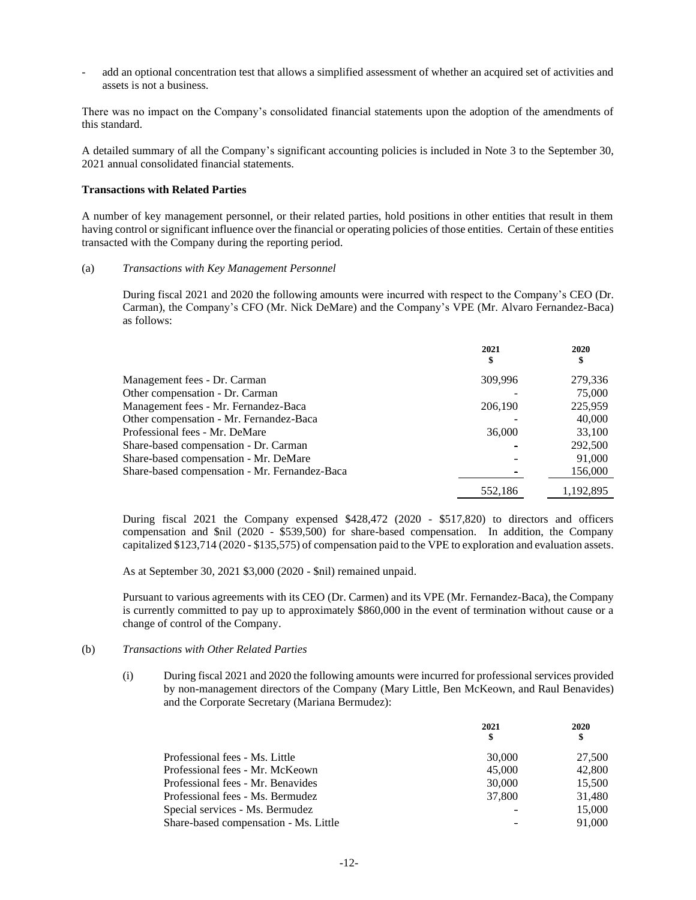- add an optional concentration test that allows a simplified assessment of whether an acquired set of activities and assets is not a business.

There was no impact on the Company's consolidated financial statements upon the adoption of the amendments of this standard.

A detailed summary of all the Company's significant accounting policies is included in Note 3 to the September 30, 2021 annual consolidated financial statements.

**Transactions with Related Parties**

A number of key management personnel, or their related parties, hold positions in other entities that result in them having control or significant influence over the financial or operating policies of those entities. Certain of these entities transacted with the Company during the reporting period.

(a) *Transactions with Key Management Personnel*

During fiscal 2021 and 2020 the following amounts were incurred with respect to the Company's CEO (Dr. Carman), the Company's CFO (Mr. Nick DeMare) and the Company's VPE (Mr. Alvaro Fernandez-Baca) as follows:

| | 2021<br>$ | 2020<br>$ |
|---|---|---|
| Management fees - Dr. Carman | 309,996 | 279,336 |
| Other compensation - Dr. Carman | - | 75,000 |
| Management fees - Mr. Fernandez-Baca | 206,190 | 225,959 |
| Other compensation - Mr. Fernandez-Baca | - | 40,000 |
| Professional fees - Mr. DeMare | 36,000 | 33,100 |
| Share-based compensation - Dr. Carman | - | 292,500 |
| Share-based compensation - Mr. DeMare | - | 91,000 |
| Share-based compensation - Mr. Fernandez-Baca | - | 156,000 |
| | 552,186 | 1,192,895 |

During fiscal 2021 the Company expensed $428,472 (2020 - $517,820) to directors and officers compensation and $nil (2020 - $539,500) for share-based compensation. In addition, the Company capitalized $123,714 (2020 - $135,575) of compensation paid to the VPE to exploration and evaluation assets.

As at September 30, 2021 $3,000 (2020 - $nil) remained unpaid.

Pursuant to various agreements with its CEO (Dr. Carmen) and its VPE (Mr. Fernandez-Baca), the Company is currently committed to pay up to approximately $860,000 in the event of termination without cause or a change of control of the Company.

(b) *Transactions with Other Related Parties*

(i) During fiscal 2021 and 2020 the following amounts were incurred for professional services provided by non-management directors of the Company (Mary Little, Ben McKeown, and Raul Benavides) and the Corporate Secretary (Mariana Bermudez):

| | 2021<br>$ | 2020<br>$ |
|---|---|---|
| Professional fees - Ms. Little | 30,000 | 27,500 |
| Professional fees - Mr. McKeown | 45,000 | 42,800 |
| Professional fees - Mr. Benavides | 30,000 | 15,500 |
| Professional fees - Ms. Bermudez | 37,800 | 31,480 |
| Special services - Ms. Bermudez | - | 15,000 |
| Share-based compensation - Ms. Little | - | 91,000 |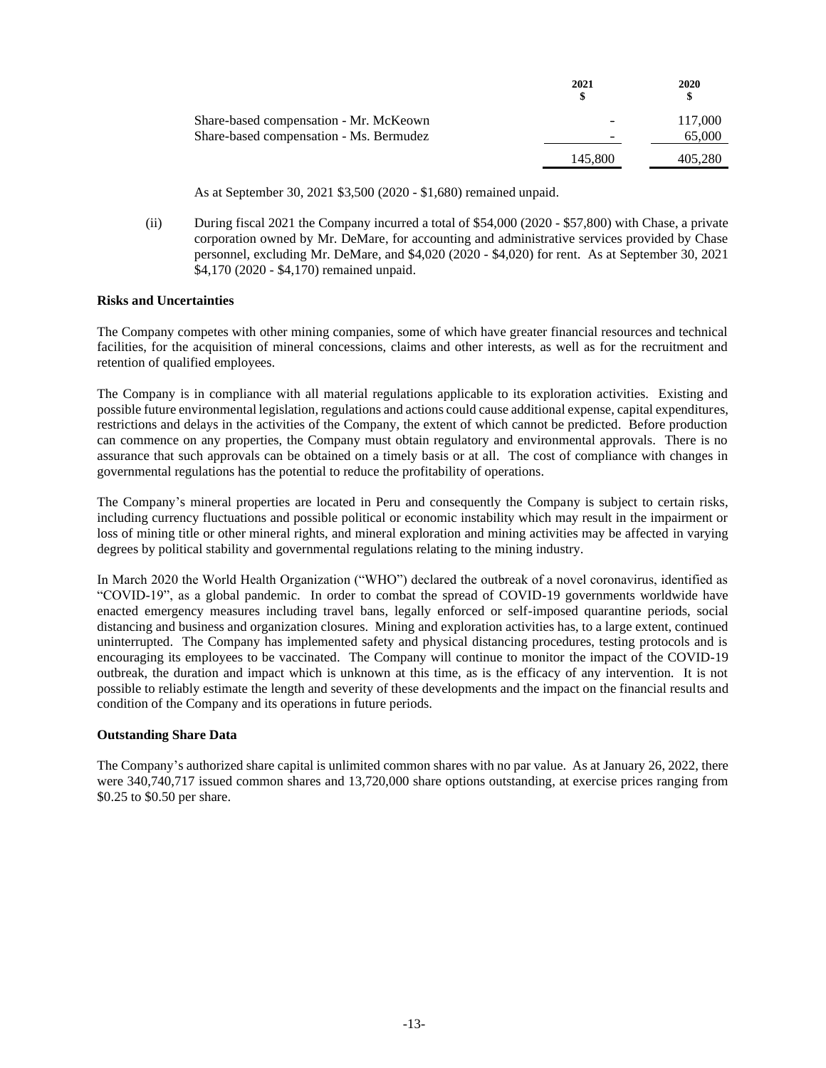| | 2021<br>$ | 2020<br>$ |
|---|---|---|
| Share-based compensation - Mr. McKeown | - | 117,000 |
| Share-based compensation - Ms. Bermudez | - | 65,000 |
| | 145,800 | 405,280 |

As at September 30, 2021 $3,500 (2020 - $1,680) remained unpaid.

(ii) During fiscal 2021 the Company incurred a total of $54,000 (2020 - $57,800) with Chase, a private corporation owned by Mr. DeMare, for accounting and administrative services provided by Chase personnel, excluding Mr. DeMare, and $4,020 (2020 - $4,020) for rent. As at September 30, 2021 $4,170 (2020 - $4,170) remained unpaid.

**Risks and Uncertainties**

The Company competes with other mining companies, some of which have greater financial resources and technical facilities, for the acquisition of mineral concessions, claims and other interests, as well as for the recruitment and retention of qualified employees.

The Company is in compliance with all material regulations applicable to its exploration activities. Existing and possible future environmental legislation, regulations and actions could cause additional expense, capital expenditures, restrictions and delays in the activities of the Company, the extent of which cannot be predicted. Before production can commence on any properties, the Company must obtain regulatory and environmental approvals. There is no assurance that such approvals can be obtained on a timely basis or at all. The cost of compliance with changes in governmental regulations has the potential to reduce the profitability of operations.

The Company's mineral properties are located in Peru and consequently the Company is subject to certain risks, including currency fluctuations and possible political or economic instability which may result in the impairment or loss of mining title or other mineral rights, and mineral exploration and mining activities may be affected in varying degrees by political stability and governmental regulations relating to the mining industry.

In March 2020 the World Health Organization ("WHO") declared the outbreak of a novel coronavirus, identified as "COVID-19", as a global pandemic. In order to combat the spread of COVID-19 governments worldwide have enacted emergency measures including travel bans, legally enforced or self-imposed quarantine periods, social distancing and business and organization closures. Mining and exploration activities has, to a large extent, continued uninterrupted. The Company has implemented safety and physical distancing procedures, testing protocols and is encouraging its employees to be vaccinated. The Company will continue to monitor the impact of the COVID-19 outbreak, the duration and impact which is unknown at this time, as is the efficacy of any intervention. It is not possible to reliably estimate the length and severity of these developments and the impact on the financial results and condition of the Company and its operations in future periods.

**Outstanding Share Data**

The Company's authorized share capital is unlimited common shares with no par value. As at January 26, 2022, there were 340,740,717 issued common shares and 13,720,000 share options outstanding, at exercise prices ranging from $0.25 to $0.50 per share.